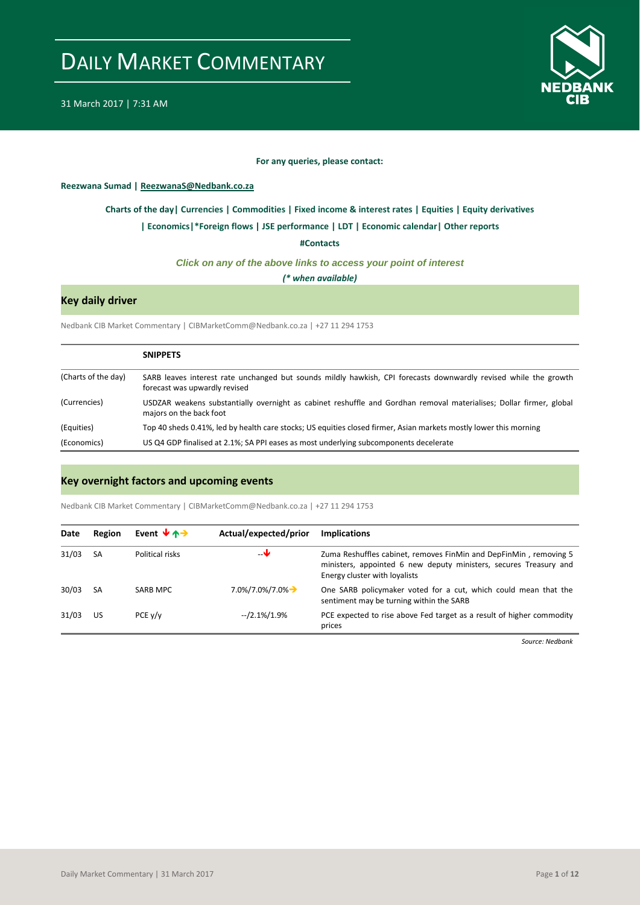# DAILY MARKET COMMENTARY

31 March 2017 | 7:31 AM

**For any queries, please contact:**

**Reezwana Sumad | ReezwanaS@Nedbank.co.za**

**Charts of the day| Currencies | Commodities | Fixed income & interest rates | Equities | Equity derivatives**

**| Economics|*Foreign flows | JSE performance | LDT | Economic calendar| Other reports**

**#Contacts**

***Click on any of the above links to access your point of interest***

***(* when available)***

## Key daily driver

Nedbank CIB Market Commentary | CIBMarketComm@Nedbank.co.za | +27 11 294 1753

| | **SNIPPETS** |
|---|---|
| (Charts of the day) | SARB leaves interest rate unchanged but sounds mildly hawkish, CPI forecasts downwardly revised while the growth forecast was upwardly revised |
| (Currencies) | USDZAR weakens substantially overnight as cabinet reshuffle and Gordhan removal materialises; Dollar firmer, global majors on the back foot |
| (Equities) | Top 40 sheds 0.41%, led by health care stocks; US equities closed firmer, Asian markets mostly lower this morning |
| (Economics) | US Q4 GDP finalised at 2.1%; SA PPI eases as most underlying subcomponents decelerate |

## Key overnight factors and upcoming events

Nedbank CIB Market Commentary | CIBMarketComm@Nedbank.co.za | +27 11 294 1753

| Date | Region | Event ↓↑→ | Actual/expected/prior | Implications |
|---|---|---|---|---|
| 31/03 | SA | Political risks | --↓ | Zuma Reshuffles cabinet, removes FinMin and DepFinMin , removing 5 ministers, appointed 6 new deputy ministers, secures Treasury and Energy cluster with loyalists |
| 30/03 | SA | SARB MPC | 7.0%/7.0%/7.0%→ | One SARB policymaker voted for a cut, which could mean that the sentiment may be turning within the SARB |
| 31/03 | US | PCE y/y | --/2.1%/1.9% | PCE expected to rise above Fed target as a result of higher commodity prices |

*Source: Nedbank*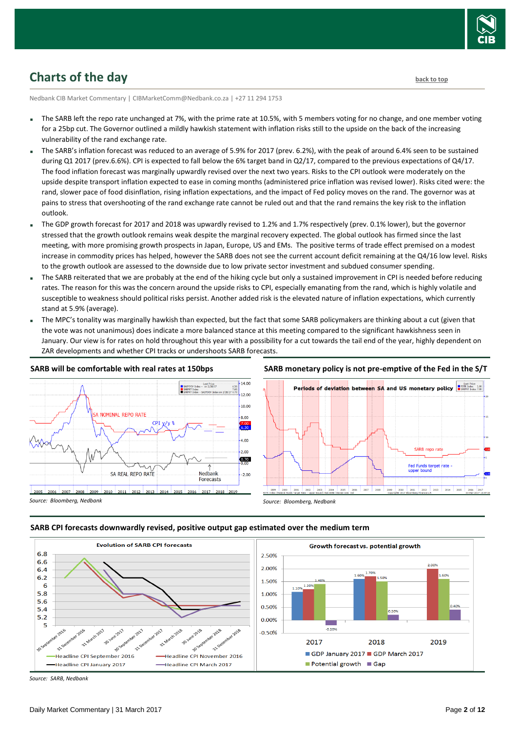## Charts of the day

back to top

Nedbank CIB Market Commentary | CIBMarketComm@Nedbank.co.za | +27 11 294 1753

- The SARB left the repo rate unchanged at 7%, with the prime rate at 10.5%, with 5 members voting for no change, and one member voting for a 25bp cut. The Governor outlined a mildly hawkish statement with inflation risks still to the upside on the back of the increasing vulnerability of the rand exchange rate.
- The SARB's inflation forecast was reduced to an average of 5.9% for 2017 (prev. 6.2%), with the peak of around 6.4% seen to be sustained during Q1 2017 (prev.6.6%). CPI is expected to fall below the 6% target band in Q2/17, compared to the previous expectations of Q4/17. The food inflation forecast was marginally upwardly revised over the next two years. Risks to the CPI outlook were moderately on the upside despite transport inflation expected to ease in coming months (administered price inflation was revised lower). Risks cited were: the rand, slower pace of food disinflation, rising inflation expectations, and the impact of Fed policy moves on the rand. The governor was at pains to stress that overshooting of the rand exchange rate cannot be ruled out and that the rand remains the key risk to the inflation outlook.
- The GDP growth forecast for 2017 and 2018 was upwardly revised to 1.2% and 1.7% respectively (prev. 0.1% lower), but the governor stressed that the growth outlook remains weak despite the marginal recovery expected. The global outlook has firmed since the last meeting, with more promising growth prospects in Japan, Europe, US and EMs. The positive terms of trade effect premised on a modest increase in commodity prices has helped, however the SARB does not see the current account deficit remaining at the Q4/16 low level. Risks to the growth outlook are assessed to the downside due to low private sector investment and subdued consumer spending.
- The SARB reiterated that we are probably at the end of the hiking cycle but only a sustained improvement in CPI is needed before reducing rates. The reason for this was the concern around the upside risks to CPI, especially emanating from the rand, which is highly volatile and susceptible to weakness should political risks persist. Another added risk is the elevated nature of inflation expectations, which currently stand at 5.9% (average).
- The MPC's tonality was marginally hawkish than expected, but the fact that some SARB policymakers are thinking about a cut (given that the vote was not unanimous) does indicate a more balanced stance at this meeting compared to the significant hawkishness seen in January. Our view is for rates on hold throughout this year with a possibility for a cut towards the tail end of the year, highly dependent on ZAR developments and whether CPI tracks or undershoots SARB forecasts.

**SARB will be comfortable with real rates at 150bps**

Source: Bloomberg, Nedbank

**SARB monetary policy is not pre-emptive of the Fed in the S/T**

Source: Bloomberg, Nedbank

**SARB CPI forecasts downwardly revised, positive output gap estimated over the medium term**

Source: SARB, Nedbank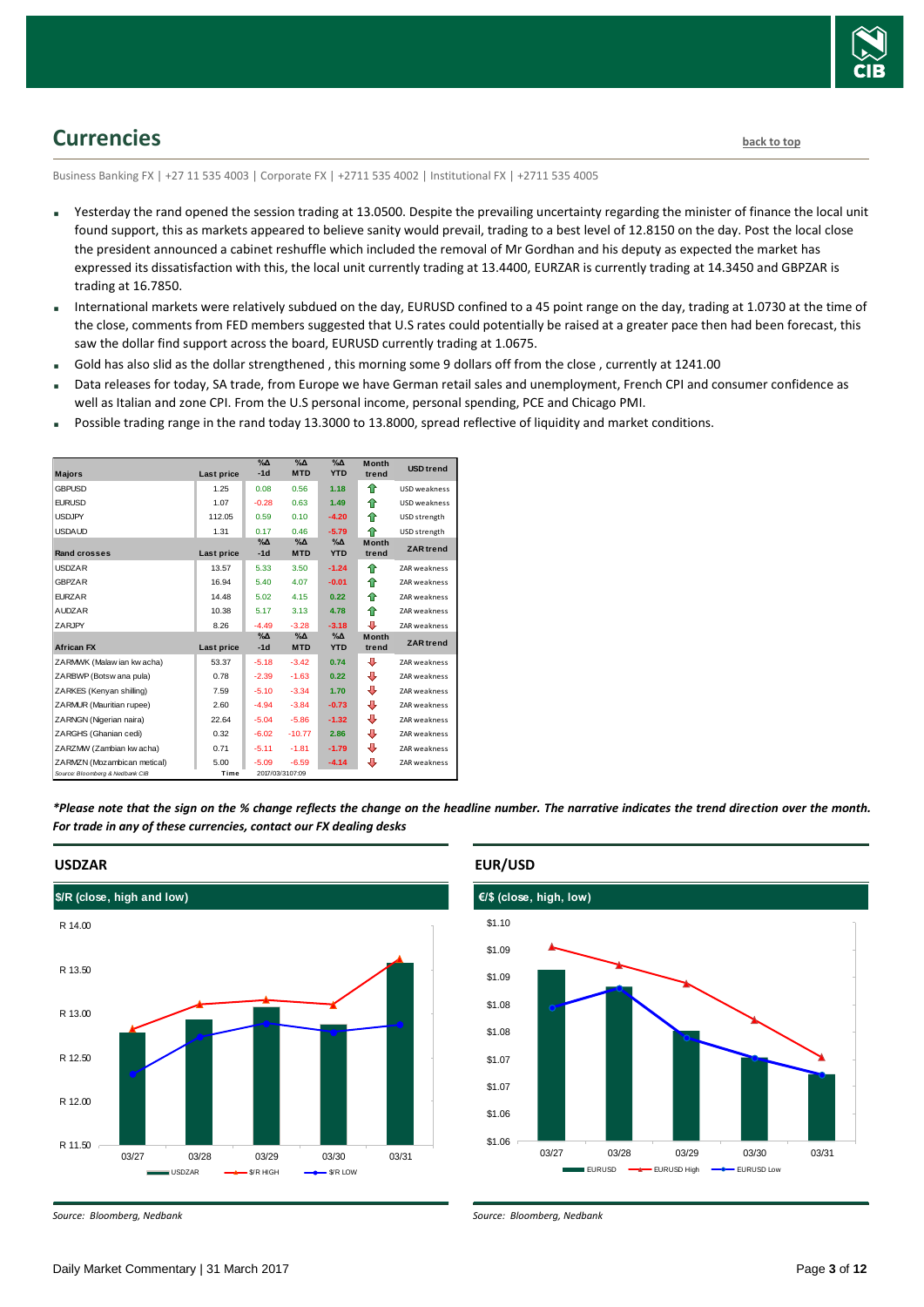## Currencies

back to top

Business Banking FX | +27 11 535 4003 | Corporate FX | +2711 535 4002 | Institutional FX | +2711 535 4005

- Yesterday the rand opened the session trading at 13.0500. Despite the prevailing uncertainty regarding the minister of finance the local unit found support, this as markets appeared to believe sanity would prevail, trading to a best level of 12.8150 on the day. Post the local close the president announced a cabinet reshuffle which included the removal of Mr Gordhan and his deputy as expected the market has expressed its dissatisfaction with this, the local unit currently trading at 13.4400, EURZAR is currently trading at 14.3450 and GBPZAR is trading at 16.7850.
- International markets were relatively subdued on the day, EURUSD confined to a 45 point range on the day, trading at 1.0730 at the time of the close, comments from FED members suggested that U.S rates could potentially be raised at a greater pace then had been forecast, this saw the dollar find support across the board, EURUSD currently trading at 1.0675.
- Gold has also slid as the dollar strengthened , this morning some 9 dollars off from the close , currently at 1241.00
- Data releases for today, SA trade, from Europe we have German retail sales and unemployment, French CPI and consumer confidence as well as Italian and zone CPI. From the U.S personal income, personal spending, PCE and Chicago PMI.
- Possible trading range in the rand today 13.3000 to 13.8000, spread reflective of liquidity and market conditions.

| Majors | Last price | %Δ -1d | %Δ MTD | %Δ YTD | Month trend | USD trend |
|---|---|---|---|---|---|---|
| GBPUSD | 1.25 | 0.08 | 0.56 | 1.18 | ⇧ | USD weakness |
| EURUSD | 1.07 | -0.28 | 0.63 | 1.49 | ⇧ | USD weakness |
| USDJPY | 112.05 | 0.59 | 0.10 | -4.20 | ⇧ | USD strength |
| USDAUD | 1.31 | 0.17 | 0.46 | -5.79 | ⇧ | USD strength |
| **Rand crosses** | **Last price** | **%Δ -1d** | **%Δ MTD** | **%Δ YTD** | **Month trend** | **ZAR trend** |
| USDZAR | 13.57 | 5.33 | 3.50 | -1.24 | ⇧ | ZAR weakness |
| GBPZAR | 16.94 | 5.40 | 4.07 | -0.01 | ⇧ | ZAR weakness |
| EURZAR | 14.48 | 5.02 | 4.15 | 0.22 | ⇧ | ZAR weakness |
| AUDZAR | 10.38 | 5.17 | 3.13 | 4.78 | ⇧ | ZAR weakness |
| ZARJPY | 8.26 | -4.49 | -3.28 | -3.18 | ⇩ | ZAR weakness |
| **African FX** | **Last price** | **%Δ -1d** | **%Δ MTD** | **%Δ YTD** | **Month trend** | **ZAR trend** |
| ZARMWK (Malawian kwacha) | 53.37 | -5.18 | -3.42 | 0.74 | ⇩ | ZAR weakness |
| ZARBWP (Botswana pula) | 0.78 | -2.39 | -1.63 | 0.22 | ⇩ | ZAR weakness |
| ZARKES (Kenyan shilling) | 7.59 | -5.10 | -3.34 | 1.70 | ⇩ | ZAR weakness |
| ZARMUR (Mauritian rupee) | 2.60 | -4.94 | -3.84 | -0.73 | ⇩ | ZAR weakness |
| ZARNGN (Nigerian naira) | 22.64 | -5.04 | -5.86 | -1.32 | ⇩ | ZAR weakness |
| ZARGHS (Ghanian cedi) | 0.32 | -6.02 | -10.77 | 2.86 | ⇩ | ZAR weakness |
| ZARZMW (Zambian kwacha) | 0.71 | -5.11 | -1.81 | -1.79 | ⇩ | ZAR weakness |
| ZARMZN (Mozambican metical) | 5.00 | -5.09 | -6.59 | -4.14 | ⇩ | ZAR weakness |
| Source: Bloomberg & Nedbank CIB | Time | 2017/03/31 07:09 | | | | |

*\*Please note that the sign on the % change reflects the change on the headline number. The narrative indicates the trend direction over the month. For trade in any of these currencies, contact our FX dealing desks*

### USDZAR

**$/R (close, high and low)**

Source: Bloomberg, Nedbank

### EUR/USD

**€/$ (close, high, low)**

Source: Bloomberg, Nedbank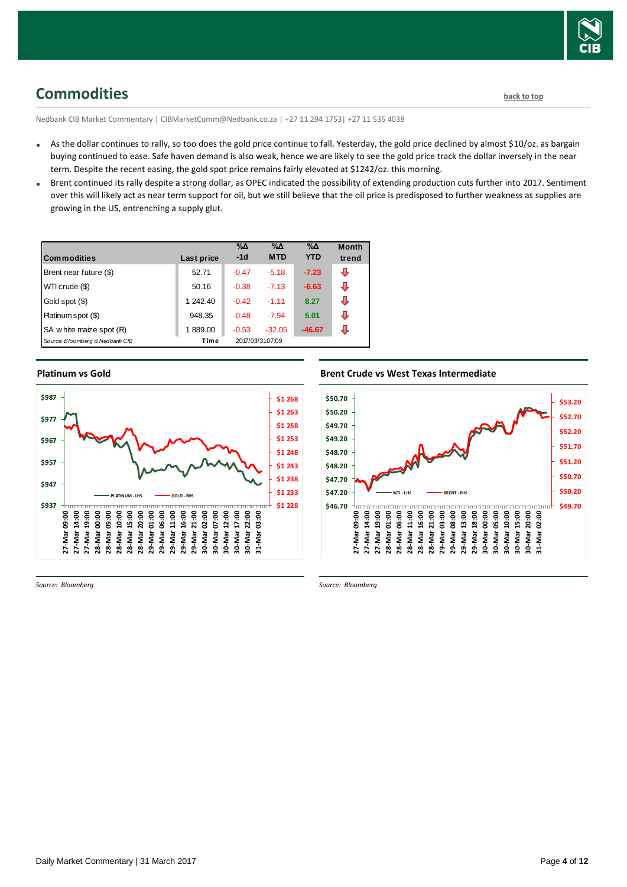## Commodities

back to top

Nedbank CIB Market Commentary | CIBMarketComm@Nedbank.co.za | +27 11 294 1753| +27 11 535 4038

- As the dollar continues to rally, so too does the gold price continue to fall. Yesterday, the gold price declined by almost $10/oz. as bargain buying continued to ease. Safe haven demand is also weak, hence we are likely to see the gold price track the dollar inversely in the near term. Despite the recent easing, the gold spot price remains fairly elevated at $1242/oz. this morning.
- Brent continued its rally despite a strong dollar, as OPEC indicated the possibility of extending production cuts further into 2017. Sentiment over this will likely act as near term support for oil, but we still believe that the oil price is predisposed to further weakness as supplies are growing in the US, entrenching a supply glut.

| Commodities | Last price | %Δ -1d | %Δ MTD | %Δ YTD | Month trend |
|---|---|---|---|---|---|
| Brent near future ($) | 52.71 | -0.47 | -5.18 | -7.23 | ⇩ |
| WTI crude ($) | 50.16 | -0.38 | -7.13 | -6.63 | ⇩ |
| Gold spot ($) | 1 242.40 | -0.42 | -1.11 | 8.27 | ⇩ |
| Platinum spot ($) | 948.35 | -0.48 | -7.94 | 5.01 | ⇩ |
| SA white maize spot (R) | 1 889.00 | -0.53 | -32.05 | -46.67 | ⇩ |
| *Source: Bloomberg & Nedbank CIB* | Time | 2017/03/31 07:09 | | | |

**Platinum vs Gold**

*Source: Bloomberg*

**Brent Crude vs West Texas Intermediate**

*Source: Bloomberg*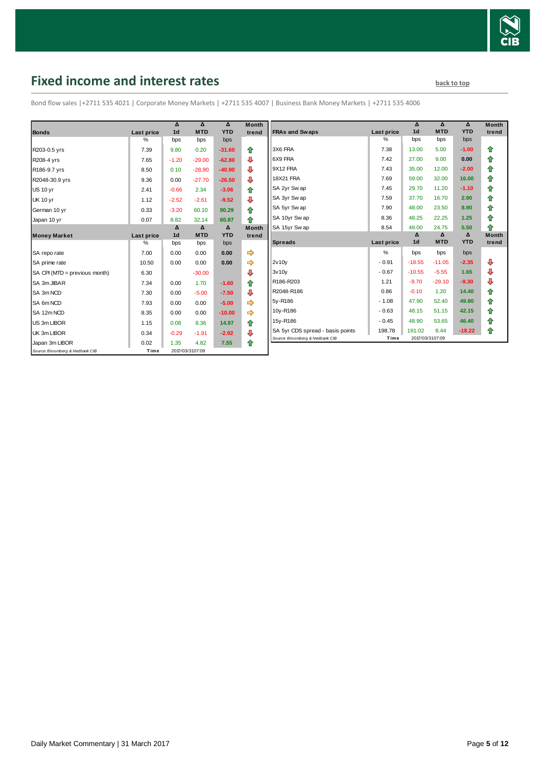# Fixed income and interest rates

back to top

Bond flow sales |+2711 535 4021 | Corporate Money Markets | +2711 535 4007 | Business Bank Money Markets | +2711 535 4006

| Bonds | Last price | Δ 1d | Δ MTD | Δ YTD | Month trend |
|---|---|---|---|---|---|
| | % | bps | bps | bps | |
| R203-0.5 yrs | 7.39 | 9.80 | 0.20 | -31.60 | ⇧ |
| R208-4 yrs | 7.65 | -1.20 | -29.00 | -62.80 | ⇩ |
| R186-9.7 yrs | 8.50 | 0.10 | -28.90 | -40.90 | ⇩ |
| R2048-30.9 yrs | 9.36 | 0.00 | -27.70 | -26.50 | ⇩ |
| US 10 yr | 2.41 | -0.66 | 2.34 | -3.06 | ⇧ |
| UK 10 yr | 1.12 | -2.52 | -2.61 | -9.52 | ⇩ |
| German 10 yr | 0.33 | -3.20 | 60.10 | 90.29 | ⇧ |
| Japan 10 yr | 0.07 | 8.82 | 32.14 | 60.87 | ⇧ |
| **Money Market** | **Last price** | **Δ 1d** | **Δ MTD** | **Δ YTD** | **Month trend** |
| | % | bps | bps | bps | |
| SA repo rate | 7.00 | 0.00 | 0.00 | 0.00 | ⇨ |
| SA prime rate | 10.50 | 0.00 | 0.00 | 0.00 | ⇨ |
| SA CPI (MTD = previous month) | 6.30 | | -30.00 | | ⇩ |
| SA 3m JIBAR | 7.34 | 0.00 | 1.70 | -1.60 | ⇧ |
| SA 3m NCD | 7.30 | 0.00 | -5.00 | -7.50 | ⇩ |
| SA 6m NCD | 7.93 | 0.00 | 0.00 | -5.00 | ⇨ |
| SA 12m NCD | 8.35 | 0.00 | 0.00 | -10.00 | ⇨ |
| US 3m LIBOR | 1.15 | 0.08 | 8.36 | 14.97 | ⇧ |
| UK 3m LIBOR | 0.34 | -0.29 | -1.91 | -2.92 | ⇩ |
| Japan 3m LIBOR | 0.02 | 1.35 | 4.82 | 7.55 | ⇧ |
| Source: Bloomberg & Nedbank CIB | Time | 2017/03/31 07:09 | | | |

| FRAs and Swaps | Last price | Δ 1d | Δ MTD | Δ YTD | Month trend |
|---|---|---|---|---|---|
| | % | bps | bps | bps | |
| 3X6 FRA | 7.38 | 13.00 | 5.00 | -1.00 | ⇧ |
| 6X9 FRA | 7.42 | 27.00 | 9.00 | 0.00 | ⇧ |
| 9X12 FRA | 7.43 | 35.00 | 12.00 | -2.00 | ⇧ |
| 18X21 FRA | 7.69 | 59.00 | 32.00 | 16.00 | ⇧ |
| SA 2yr Swap | 7.45 | 29.70 | 11.20 | -1.10 | ⇧ |
| SA 3yr Swap | 7.59 | 37.70 | 16.70 | 2.90 | ⇧ |
| SA 5yr Swap | 7.90 | 48.00 | 23.50 | 8.90 | ⇧ |
| SA 10yr Swap | 8.36 | 48.25 | 22.25 | 1.25 | ⇧ |
| SA 15yr Swap | 8.54 | 49.00 | 24.75 | 5.50 | ⇧ |
| **Spreads** | **Last price** | **Δ 1d** | **Δ MTD** | **Δ YTD** | **Month trend** |
| | % | bps | bps | bps | |
| 2v10y | -0.91 | -18.55 | -11.05 | -2.35 | ⇩ |
| 3v10y | -0.67 | -10.55 | -5.55 | 1.65 | ⇩ |
| R186-R203 | 1.21 | -9.70 | -29.10 | -9.30 | ⇩ |
| R2048-R186 | 0.86 | -0.10 | 1.20 | 14.40 | ⇧ |
| 5y-R186 | -1.08 | 47.90 | 52.40 | 49.80 | ⇧ |
| 10y-R186 | -0.63 | 48.15 | 51.15 | 42.15 | ⇧ |
| 15y-R186 | -0.45 | 48.90 | 53.65 | 46.40 | ⇧ |
| SA 5yr CDS spread - basis points | 198.78 | 191.02 | 8.44 | -18.22 | ⇧ |
| Source: Bloomberg & Nedbank CIB | Time | 2017/03/31 07:09 | | | |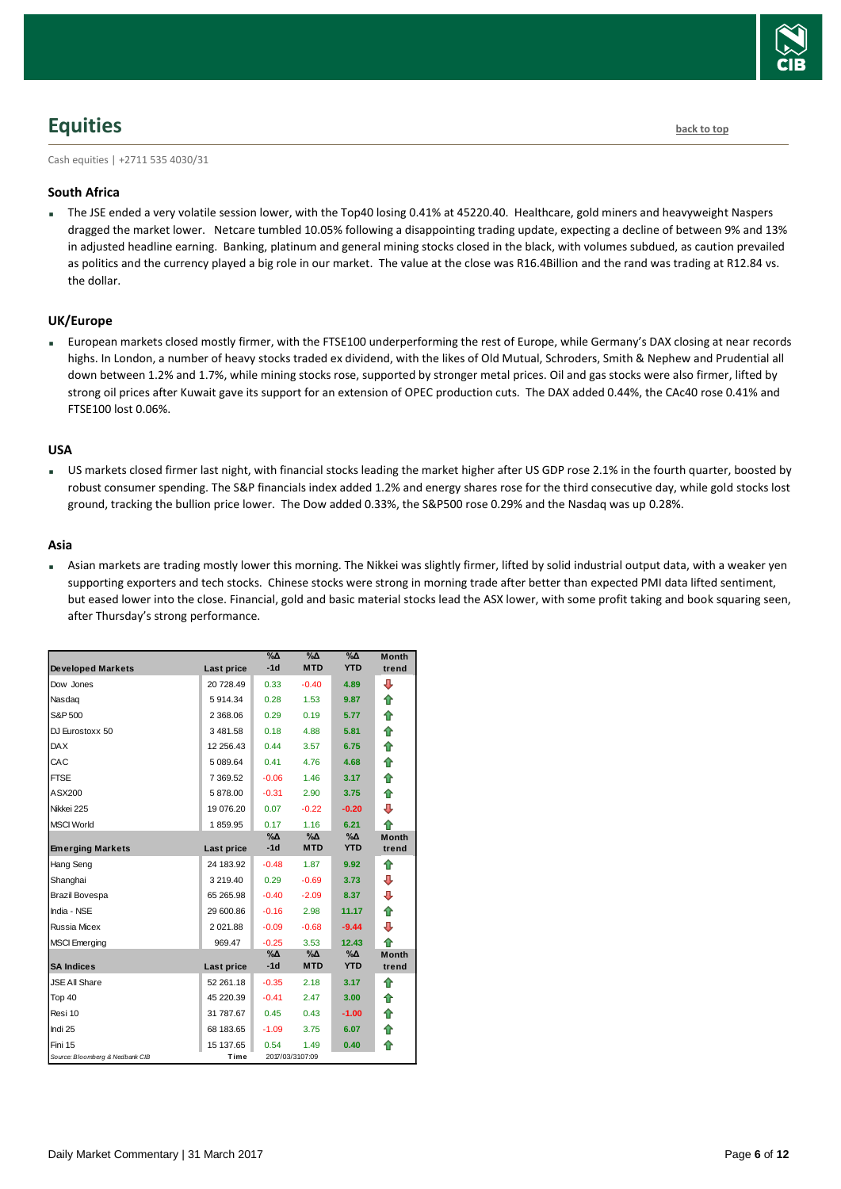## Equities

back to top

Cash equities | +2711 535 4030/31

### South Africa

- The JSE ended a very volatile session lower, with the Top40 losing 0.41% at 45220.40. Healthcare, gold miners and heavyweight Naspers dragged the market lower. Netcare tumbled 10.05% following a disappointing trading update, expecting a decline of between 9% and 13% in adjusted headline earning. Banking, platinum and general mining stocks closed in the black, with volumes subdued, as caution prevailed as politics and the currency played a big role in our market. The value at the close was R16.4Billion and the rand was trading at R12.84 vs. the dollar.

### UK/Europe

- European markets closed mostly firmer, with the FTSE100 underperforming the rest of Europe, while Germany's DAX closing at near records highs. In London, a number of heavy stocks traded ex dividend, with the likes of Old Mutual, Schroders, Smith & Nephew and Prudential all down between 1.2% and 1.7%, while mining stocks rose, supported by stronger metal prices. Oil and gas stocks were also firmer, lifted by strong oil prices after Kuwait gave its support for an extension of OPEC production cuts. The DAX added 0.44%, the CAc40 rose 0.41% and FTSE100 lost 0.06%.

### USA

- US markets closed firmer last night, with financial stocks leading the market higher after US GDP rose 2.1% in the fourth quarter, boosted by robust consumer spending. The S&P financials index added 1.2% and energy shares rose for the third consecutive day, while gold stocks lost ground, tracking the bullion price lower. The Dow added 0.33%, the S&P500 rose 0.29% and the Nasdaq was up 0.28%.

### Asia

- Asian markets are trading mostly lower this morning. The Nikkei was slightly firmer, lifted by solid industrial output data, with a weaker yen supporting exporters and tech stocks. Chinese stocks were strong in morning trade after better than expected PMI data lifted sentiment, but eased lower into the close. Financial, gold and basic material stocks lead the ASX lower, with some profit taking and book squaring seen, after Thursday's strong performance.

| Developed Markets | Last price | %Δ -1d | %Δ MTD | %Δ YTD | Month trend |
|---|---|---|---|---|---|
| Dow Jones | 20 728.49 | 0.33 | -0.40 | 4.89 | ⇩ |
| Nasdaq | 5 914.34 | 0.28 | 1.53 | 9.87 | ⇧ |
| S&P 500 | 2 368.06 | 0.29 | 0.19 | 5.77 | ⇧ |
| DJ Eurostoxx 50 | 3 481.58 | 0.18 | 4.88 | 5.81 | ⇧ |
| DAX | 12 256.43 | 0.44 | 3.57 | 6.75 | ⇧ |
| CAC | 5 089.64 | 0.41 | 4.76 | 4.68 | ⇧ |
| FTSE | 7 369.52 | -0.06 | 1.46 | 3.17 | ⇧ |
| ASX200 | 5 878.00 | -0.31 | 2.90 | 3.75 | ⇧ |
| Nikkei 225 | 19 076.20 | 0.07 | -0.22 | -0.20 | ⇩ |
| MSCI World | 1 859.95 | 0.17 | 1.16 | 6.21 | ⇧ |
| **Emerging Markets** | **Last price** | **%Δ -1d** | **%Δ MTD** | **%Δ YTD** | **Month trend** |
| Hang Seng | 24 183.92 | -0.48 | 1.87 | 9.92 | ⇧ |
| Shanghai | 3 219.40 | 0.29 | -0.69 | 3.73 | ⇩ |
| Brazil Bovespa | 65 265.98 | -0.40 | -2.09 | 8.37 | ⇩ |
| India - NSE | 29 600.86 | -0.16 | 2.98 | 11.17 | ⇧ |
| Russia Micex | 2 021.88 | -0.09 | -0.68 | -9.44 | ⇩ |
| MSCI Emerging | 969.47 | -0.25 | 3.53 | 12.43 | ⇧ |
| **SA Indices** | **Last price** | **%Δ -1d** | **%Δ MTD** | **%Δ YTD** | **Month trend** |
| JSE All Share | 52 261.18 | -0.35 | 2.18 | 3.17 | ⇧ |
| Top 40 | 45 220.39 | -0.41 | 2.47 | 3.00 | ⇧ |
| Resi 10 | 31 787.67 | 0.45 | 0.43 | -1.00 | ⇧ |
| Indi 25 | 68 183.65 | -1.09 | 3.75 | 6.07 | ⇧ |
| Fini 15 | 15 137.65 | 0.54 | 1.49 | 0.40 | ⇧ |
| Source: Bloomberg & Nedbank CIB | Time | 2017/03/31 07:09 | | | |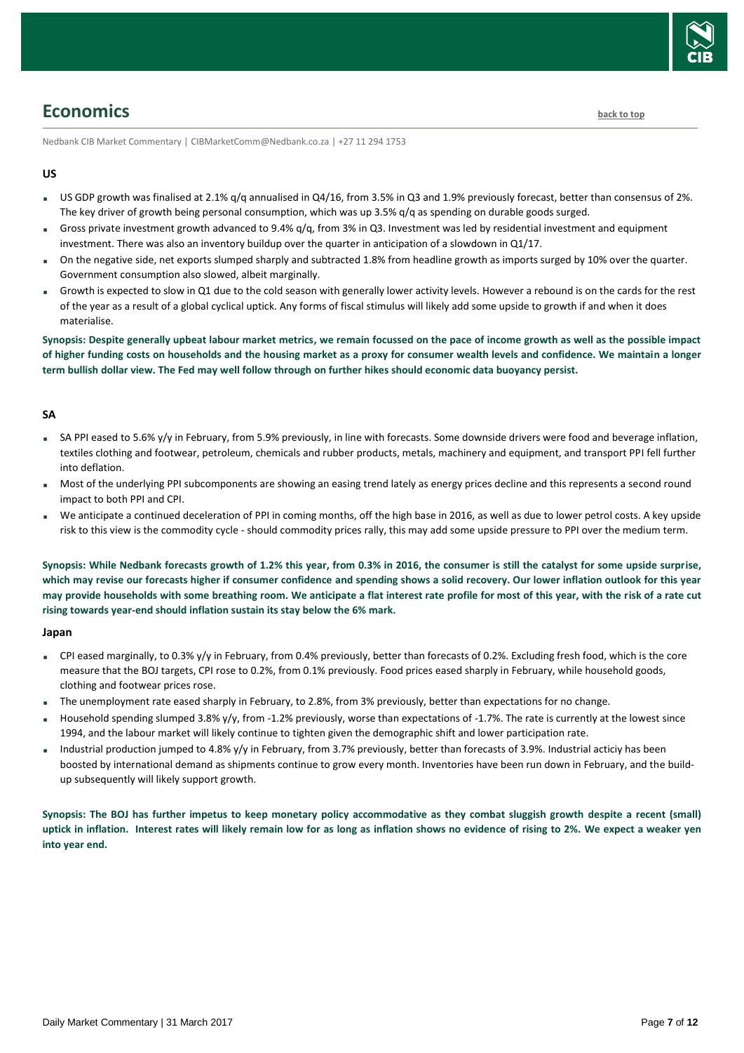# Economics

back to top

Nedbank CIB Market Commentary | CIBMarketComm@Nedbank.co.za | +27 11 294 1753

### US

- US GDP growth was finalised at 2.1% q/q annualised in Q4/16, from 3.5% in Q3 and 1.9% previously forecast, better than consensus of 2%. The key driver of growth being personal consumption, which was up 3.5% q/q as spending on durable goods surged.
- Gross private investment growth advanced to 9.4% q/q, from 3% in Q3. Investment was led by residential investment and equipment investment. There was also an inventory buildup over the quarter in anticipation of a slowdown in Q1/17.
- On the negative side, net exports slumped sharply and subtracted 1.8% from headline growth as imports surged by 10% over the quarter. Government consumption also slowed, albeit marginally.
- Growth is expected to slow in Q1 due to the cold season with generally lower activity levels. However a rebound is on the cards for the rest of the year as a result of a global cyclical uptick. Any forms of fiscal stimulus will likely add some upside to growth if and when it does materialise.

**Synopsis: Despite generally upbeat labour market metrics, we remain focussed on the pace of income growth as well as the possible impact of higher funding costs on households and the housing market as a proxy for consumer wealth levels and confidence. We maintain a longer term bullish dollar view. The Fed may well follow through on further hikes should economic data buoyancy persist.**

### SA

- SA PPI eased to 5.6% y/y in February, from 5.9% previously, in line with forecasts. Some downside drivers were food and beverage inflation, textiles clothing and footwear, petroleum, chemicals and rubber products, metals, machinery and equipment, and transport PPI fell further into deflation.
- Most of the underlying PPI subcomponents are showing an easing trend lately as energy prices decline and this represents a second round impact to both PPI and CPI.
- We anticipate a continued deceleration of PPI in coming months, off the high base in 2016, as well as due to lower petrol costs. A key upside risk to this view is the commodity cycle - should commodity prices rally, this may add some upside pressure to PPI over the medium term.

**Synopsis: While Nedbank forecasts growth of 1.2% this year, from 0.3% in 2016, the consumer is still the catalyst for some upside surprise, which may revise our forecasts higher if consumer confidence and spending shows a solid recovery. Our lower inflation outlook for this year may provide households with some breathing room. We anticipate a flat interest rate profile for most of this year, with the risk of a rate cut rising towards year-end should inflation sustain its stay below the 6% mark.**

### Japan

- CPI eased marginally, to 0.3% y/y in February, from 0.4% previously, better than forecasts of 0.2%. Excluding fresh food, which is the core measure that the BOJ targets, CPI rose to 0.2%, from 0.1% previously. Food prices eased sharply in February, while household goods, clothing and footwear prices rose.
- The unemployment rate eased sharply in February, to 2.8%, from 3% previously, better than expectations for no change.
- Household spending slumped 3.8% y/y, from -1.2% previously, worse than expectations of -1.7%. The rate is currently at the lowest since 1994, and the labour market will likely continue to tighten given the demographic shift and lower participation rate.
- Industrial production jumped to 4.8% y/y in February, from 3.7% previously, better than forecasts of 3.9%. Industrial acticiy has been boosted by international demand as shipments continue to grow every month. Inventories have been run down in February, and the build-up subsequently will likely support growth.

**Synopsis: The BOJ has further impetus to keep monetary policy accommodative as they combat sluggish growth despite a recent (small) uptick in inflation. Interest rates will likely remain low for as long as inflation shows no evidence of rising to 2%. We expect a weaker yen into year end.**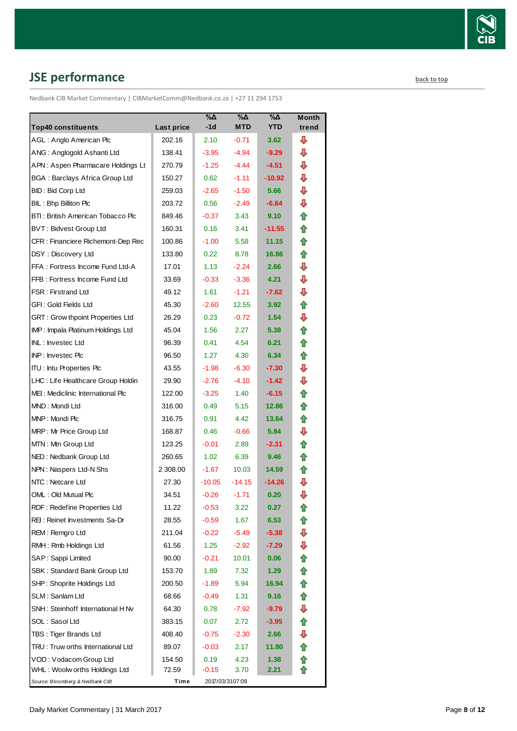## JSE performance

back to top

Nedbank CIB Market Commentary | CIBMarketComm@Nedbank.co.za | +27 11 294 1753

| Top40 constituents | Last price | %Δ -1d | %Δ MTD | %Δ YTD | Month trend |
|---|---|---|---|---|---|
| AGL : Anglo American Plc | 202.16 | 2.10 | -0.71 | 3.62 | ⇩ |
| ANG : Anglogold Ashanti Ltd | 138.41 | -3.95 | -4.94 | -9.29 | ⇩ |
| APN : Aspen Pharmacare Holdings Lt | 270.79 | -1.25 | -4.44 | -4.51 | ⇩ |
| BGA : Barclays Africa Group Ltd | 150.27 | 0.62 | -1.11 | -10.92 | ⇩ |
| BID : Bid Corp Ltd | 259.03 | -2.65 | -1.50 | 5.66 | ⇩ |
| BIL : Bhp Billiton Plc | 203.72 | 0.56 | -2.49 | -6.84 | ⇩ |
| BTI : British American Tobacco Plc | 849.46 | -0.37 | 3.43 | 9.10 | ⇧ |
| BVT : Bidvest Group Ltd | 160.31 | 0.16 | 3.41 | -11.55 | ⇧ |
| CFR : Financiere Richemont-Dep Rec | 100.86 | -1.00 | 5.58 | 11.15 | ⇧ |
| DSY : Discovery Ltd | 133.80 | 0.22 | 8.78 | 16.86 | ⇧ |
| FFA : Fortress Income Fund Ltd-A | 17.01 | 1.13 | -2.24 | 2.66 | ⇩ |
| FFB : Fortress Income Fund Ltd | 33.69 | -0.33 | -3.36 | 4.21 | ⇩ |
| FSR : Firstrand Ltd | 49.12 | 1.61 | -1.21 | -7.62 | ⇩ |
| GFI : Gold Fields Ltd | 45.30 | -2.60 | 12.55 | 3.92 | ⇧ |
| GRT : Growthpoint Properties Ltd | 26.29 | 0.23 | -0.72 | 1.54 | ⇩ |
| IMP : Impala Platinum Holdings Ltd | 45.04 | 1.56 | 2.27 | 5.38 | ⇧ |
| INL : Investec Ltd | 96.39 | 0.41 | 4.54 | 6.21 | ⇧ |
| INP : Investec Plc | 96.50 | 1.27 | 4.30 | 6.34 | ⇧ |
| ITU : Intu Properties Plc | 43.55 | -1.98 | -6.30 | -7.30 | ⇩ |
| LHC : Life Healthcare Group Holdin | 29.90 | -2.76 | -4.10 | -1.42 | ⇩ |
| MEI : Mediclinic International Plc | 122.00 | -3.25 | 1.40 | -6.15 | ⇧ |
| MND : Mondi Ltd | 316.00 | 0.49 | 5.15 | 12.86 | ⇧ |
| MNP : Mondi Plc | 316.75 | 0.91 | 4.42 | 13.64 | ⇧ |
| MRP : Mr Price Group Ltd | 168.87 | 0.46 | -0.66 | 5.84 | ⇩ |
| MTN : Mtn Group Ltd | 123.25 | -0.01 | 2.89 | -2.31 | ⇧ |
| NED : Nedbank Group Ltd | 260.65 | 1.02 | 6.39 | 9.46 | ⇧ |
| NPN : Naspers Ltd-N Shs | 2 308.00 | -1.67 | 10.03 | 14.59 | ⇧ |
| NTC : Netcare Ltd | 27.30 | -10.05 | -14.15 | -14.26 | ⇩ |
| OML : Old Mutual Plc | 34.51 | -0.26 | -1.71 | 0.20 | ⇩ |
| RDF : Redefine Properties Ltd | 11.22 | -0.53 | 3.22 | 0.27 | ⇧ |
| REI : Reinet Investments Sa-Dr | 28.55 | -0.59 | 1.67 | 6.53 | ⇧ |
| REM : Remgro Ltd | 211.04 | -0.22 | -5.49 | -5.38 | ⇩ |
| RMH : Rmb Holdings Ltd | 61.56 | 1.25 | -2.92 | -7.29 | ⇩ |
| SAP : Sappi Limited | 90.00 | -0.21 | 10.01 | 0.06 | ⇧ |
| SBK : Standard Bank Group Ltd | 153.70 | 1.89 | 7.32 | 1.29 | ⇧ |
| SHP : Shoprite Holdings Ltd | 200.50 | -1.89 | 5.94 | 16.94 | ⇧ |
| SLM : Sanlam Ltd | 68.66 | -0.49 | 1.31 | 9.16 | ⇧ |
| SNH : Steinhoff International H Nv | 64.30 | 0.78 | -7.92 | -9.79 | ⇩ |
| SOL : Sasol Ltd | 383.15 | 0.07 | 2.72 | -3.95 | ⇧ |
| TBS : Tiger Brands Ltd | 408.40 | -0.75 | -2.30 | 2.66 | ⇩ |
| TRU : Truworths International Ltd | 89.07 | -0.03 | 2.17 | 11.80 | ⇧ |
| VOD : Vodacom Group Ltd | 154.50 | 0.19 | 4.23 | 1.38 | ⇧ |
| WHL : Woolworths Holdings Ltd | 72.59 | -0.15 | 3.70 | 2.21 | ⇧ |

*Source: Bloomberg & Nedbank CIB* Time 2017/03/31 07:09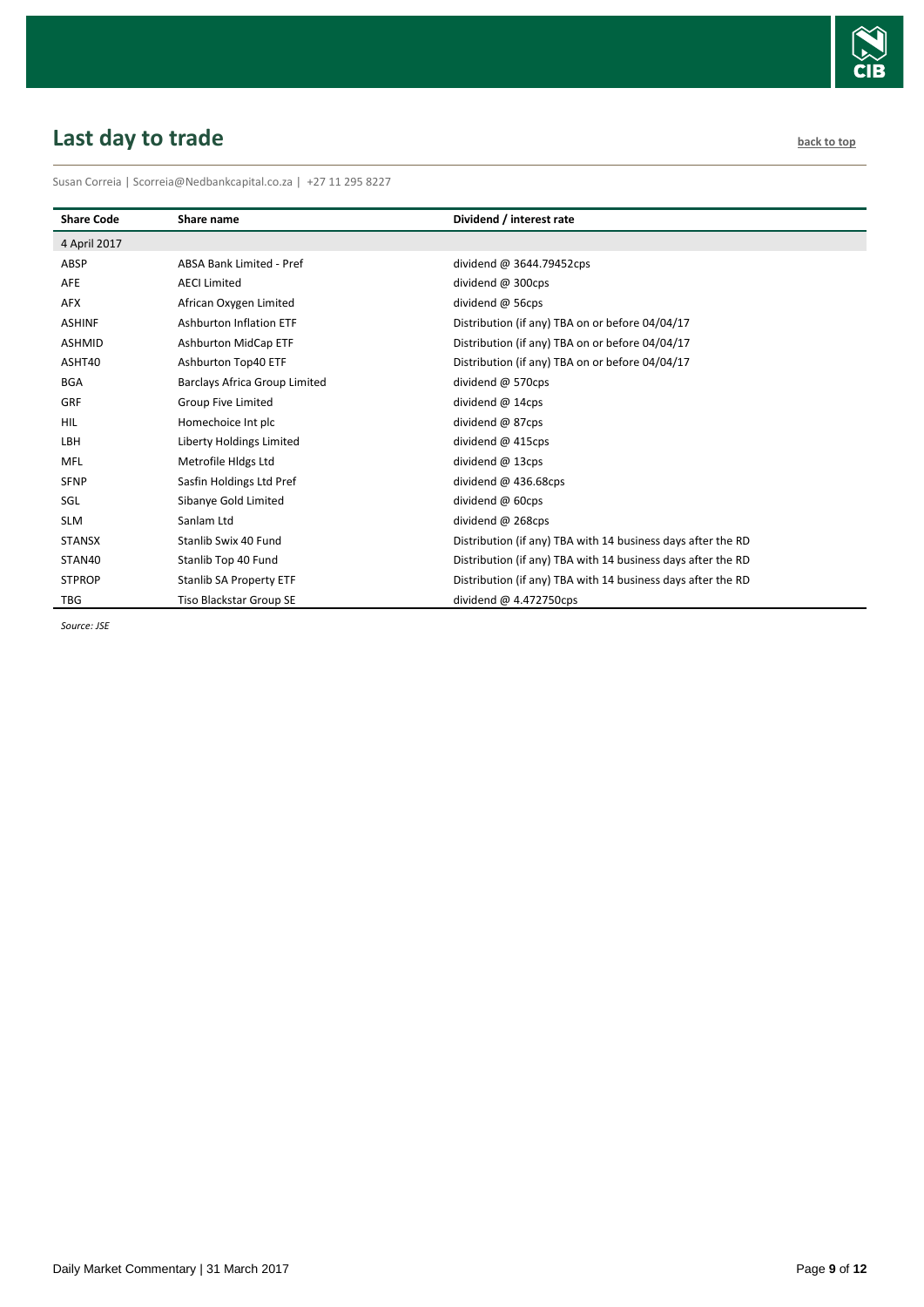## Last day to trade

back to top

Susan Correia | Scorreia@Nedbankcapital.co.za | +27 11 295 8227

| Share Code | Share name | Dividend / interest rate |
|---|---|---|
| 4 April 2017 | | |
| ABSP | ABSA Bank Limited - Pref | dividend @ 3644.79452cps |
| AFE | AECI Limited | dividend @ 300cps |
| AFX | African Oxygen Limited | dividend @ 56cps |
| ASHINF | Ashburton Inflation ETF | Distribution (if any) TBA on or before 04/04/17 |
| ASHMID | Ashburton MidCap ETF | Distribution (if any) TBA on or before 04/04/17 |
| ASHT40 | Ashburton Top40 ETF | Distribution (if any) TBA on or before 04/04/17 |
| BGA | Barclays Africa Group Limited | dividend @ 570cps |
| GRF | Group Five Limited | dividend @ 14cps |
| HIL | Homechoice Int plc | dividend @ 87cps |
| LBH | Liberty Holdings Limited | dividend @ 415cps |
| MFL | Metrofile Hldgs Ltd | dividend @ 13cps |
| SFNP | Sasfin Holdings Ltd Pref | dividend @ 436.68cps |
| SGL | Sibanye Gold Limited | dividend @ 60cps |
| SLM | Sanlam Ltd | dividend @ 268cps |
| STANSX | Stanlib Swix 40 Fund | Distribution (if any) TBA with 14 business days after the RD |
| STAN40 | Stanlib Top 40 Fund | Distribution (if any) TBA with 14 business days after the RD |
| STPROP | Stanlib SA Property ETF | Distribution (if any) TBA with 14 business days after the RD |
| TBG | Tiso Blackstar Group SE | dividend @ 4.472750cps |

*Source: JSE*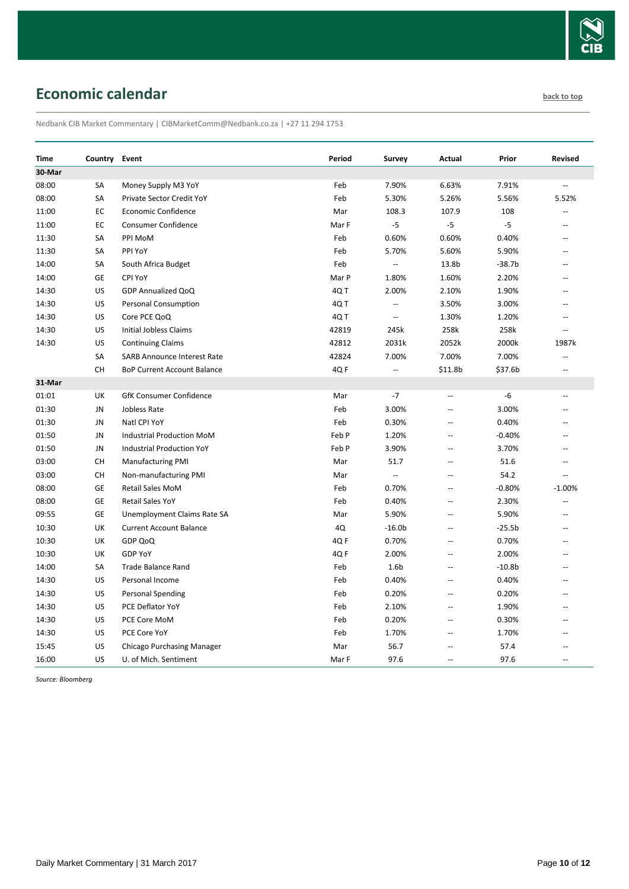# Economic calendar

back to top

Nedbank CIB Market Commentary | CIBMarketComm@Nedbank.co.za | +27 11 294 1753

| Time | Country | Event | Period | Survey | Actual | Prior | Revised |
|---|---|---|---|---|---|---|---|
| **30-Mar** | | | | | | | |
| 08:00 | SA | Money Supply M3 YoY | Feb | 7.90% | 6.63% | 7.91% | -- |
| 08:00 | SA | Private Sector Credit YoY | Feb | 5.30% | 5.26% | 5.56% | 5.52% |
| 11:00 | EC | Economic Confidence | Mar | 108.3 | 107.9 | 108 | -- |
| 11:00 | EC | Consumer Confidence | Mar F | -5 | -5 | -5 | -- |
| 11:30 | SA | PPI MoM | Feb | 0.60% | 0.60% | 0.40% | -- |
| 11:30 | SA | PPI YoY | Feb | 5.70% | 5.60% | 5.90% | -- |
| 14:00 | SA | South Africa Budget | Feb | -- | 13.8b | -38.7b | -- |
| 14:00 | GE | CPI YoY | Mar P | 1.80% | 1.60% | 2.20% | -- |
| 14:30 | US | GDP Annualized QoQ | 4Q T | 2.00% | 2.10% | 1.90% | -- |
| 14:30 | US | Personal Consumption | 4Q T | -- | 3.50% | 3.00% | -- |
| 14:30 | US | Core PCE QoQ | 4Q T | -- | 1.30% | 1.20% | -- |
| 14:30 | US | Initial Jobless Claims | 42819 | 245k | 258k | 258k | -- |
| 14:30 | US | Continuing Claims | 42812 | 2031k | 2052k | 2000k | 1987k |
| | SA | SARB Announce Interest Rate | 42824 | 7.00% | 7.00% | 7.00% | -- |
| | CH | BoP Current Account Balance | 4Q F | -- | $11.8b | $37.6b | -- |
| **31-Mar** | | | | | | | |
| 01:01 | UK | GfK Consumer Confidence | Mar | -7 | -- | -6 | -- |
| 01:30 | JN | Jobless Rate | Feb | 3.00% | -- | 3.00% | -- |
| 01:30 | JN | Natl CPI YoY | Feb | 0.30% | -- | 0.40% | -- |
| 01:50 | JN | Industrial Production MoM | Feb P | 1.20% | -- | -0.40% | -- |
| 01:50 | JN | Industrial Production YoY | Feb P | 3.90% | -- | 3.70% | -- |
| 03:00 | CH | Manufacturing PMI | Mar | 51.7 | -- | 51.6 | -- |
| 03:00 | CH | Non-manufacturing PMI | Mar | -- | -- | 54.2 | -- |
| 08:00 | GE | Retail Sales MoM | Feb | 0.70% | -- | -0.80% | -1.00% |
| 08:00 | GE | Retail Sales YoY | Feb | 0.40% | -- | 2.30% | -- |
| 09:55 | GE | Unemployment Claims Rate SA | Mar | 5.90% | -- | 5.90% | -- |
| 10:30 | UK | Current Account Balance | 4Q | -16.0b | -- | -25.5b | -- |
| 10:30 | UK | GDP QoQ | 4Q F | 0.70% | -- | 0.70% | -- |
| 10:30 | UK | GDP YoY | 4Q F | 2.00% | -- | 2.00% | -- |
| 14:00 | SA | Trade Balance Rand | Feb | 1.6b | -- | -10.8b | -- |
| 14:30 | US | Personal Income | Feb | 0.40% | -- | 0.40% | -- |
| 14:30 | US | Personal Spending | Feb | 0.20% | -- | 0.20% | -- |
| 14:30 | US | PCE Deflator YoY | Feb | 2.10% | -- | 1.90% | -- |
| 14:30 | US | PCE Core MoM | Feb | 0.20% | -- | 0.30% | -- |
| 14:30 | US | PCE Core YoY | Feb | 1.70% | -- | 1.70% | -- |
| 15:45 | US | Chicago Purchasing Manager | Mar | 56.7 | -- | 57.4 | -- |
| 16:00 | US | U. of Mich. Sentiment | Mar F | 97.6 | -- | 97.6 | -- |

*Source: Bloomberg*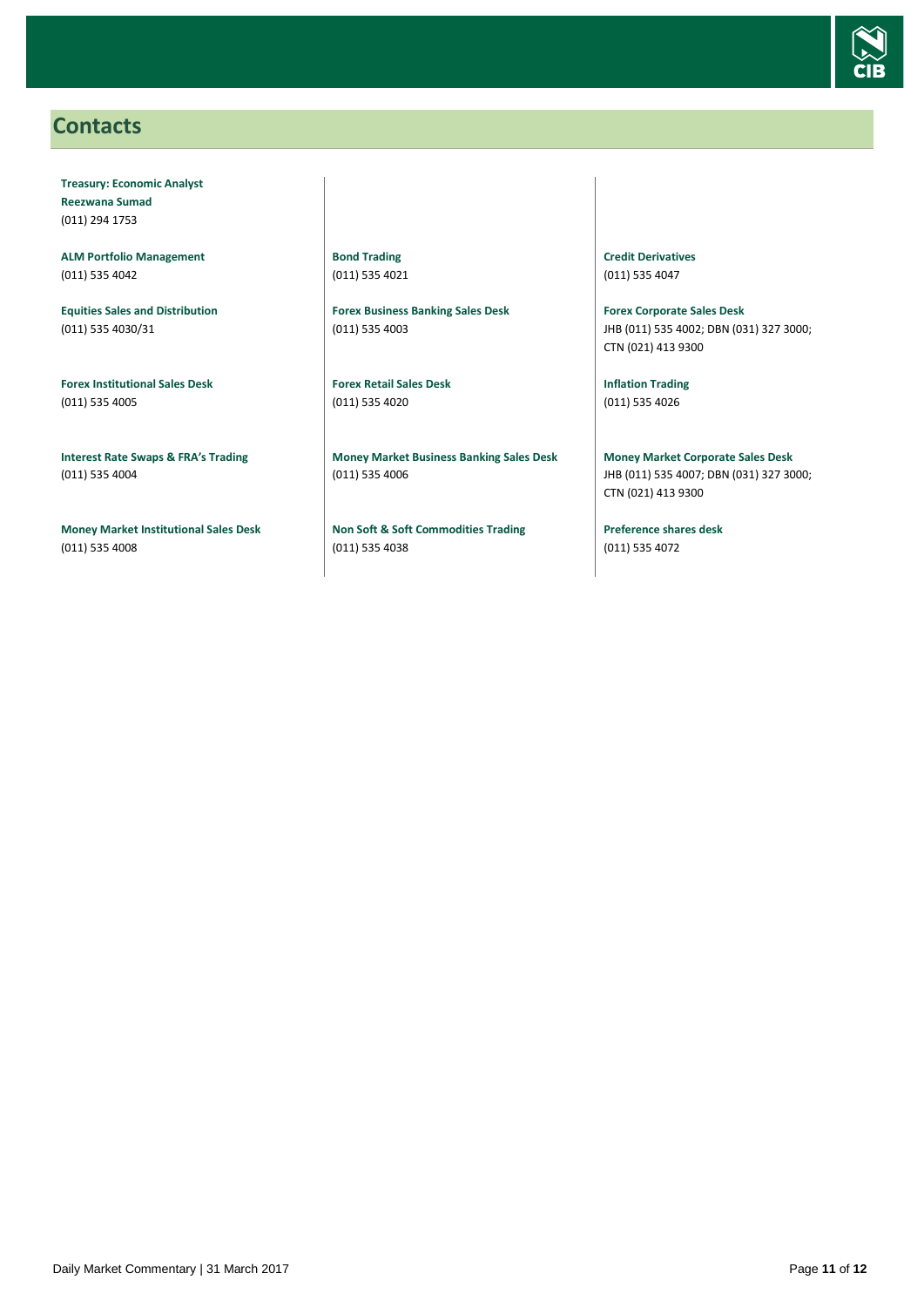## Contacts

**Treasury: Economic Analyst**
**Reezwana Sumad**
(011) 294 1753

**ALM Portfolio Management**
(011) 535 4042

**Equities Sales and Distribution**
(011) 535 4030/31

**Forex Institutional Sales Desk**
(011) 535 4005

**Interest Rate Swaps & FRA's Trading**
(011) 535 4004

**Money Market Institutional Sales Desk**
(011) 535 4008

**Bond Trading**
(011) 535 4021

**Forex Business Banking Sales Desk**
(011) 535 4003

**Forex Retail Sales Desk**
(011) 535 4020

**Money Market Business Banking Sales Desk**
(011) 535 4006

**Non Soft & Soft Commodities Trading**
(011) 535 4038

**Credit Derivatives**
(011) 535 4047

**Forex Corporate Sales Desk**
JHB (011) 535 4002; DBN (031) 327 3000; CTN (021) 413 9300

**Inflation Trading**
(011) 535 4026

**Money Market Corporate Sales Desk**
JHB (011) 535 4007; DBN (031) 327 3000; CTN (021) 413 9300

**Preference shares desk**
(011) 535 4072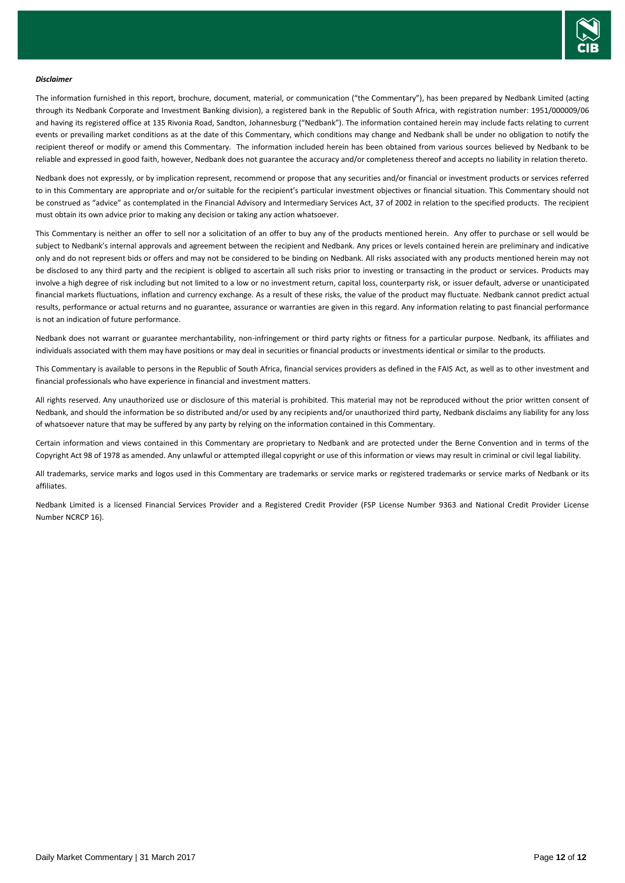***Disclaimer***

The information furnished in this report, brochure, document, material, or communication ("the Commentary"), has been prepared by Nedbank Limited (acting through its Nedbank Corporate and Investment Banking division), a registered bank in the Republic of South Africa, with registration number: 1951/000009/06 and having its registered office at 135 Rivonia Road, Sandton, Johannesburg ("Nedbank"). The information contained herein may include facts relating to current events or prevailing market conditions as at the date of this Commentary, which conditions may change and Nedbank shall be under no obligation to notify the recipient thereof or modify or amend this Commentary. The information included herein has been obtained from various sources believed by Nedbank to be reliable and expressed in good faith, however, Nedbank does not guarantee the accuracy and/or completeness thereof and accepts no liability in relation thereto.

Nedbank does not expressly, or by implication represent, recommend or propose that any securities and/or financial or investment products or services referred to in this Commentary are appropriate and or/or suitable for the recipient's particular investment objectives or financial situation. This Commentary should not be construed as "advice" as contemplated in the Financial Advisory and Intermediary Services Act, 37 of 2002 in relation to the specified products. The recipient must obtain its own advice prior to making any decision or taking any action whatsoever.

This Commentary is neither an offer to sell nor a solicitation of an offer to buy any of the products mentioned herein. Any offer to purchase or sell would be subject to Nedbank's internal approvals and agreement between the recipient and Nedbank. Any prices or levels contained herein are preliminary and indicative only and do not represent bids or offers and may not be considered to be binding on Nedbank. All risks associated with any products mentioned herein may not be disclosed to any third party and the recipient is obliged to ascertain all such risks prior to investing or transacting in the product or services. Products may involve a high degree of risk including but not limited to a low or no investment return, capital loss, counterparty risk, or issuer default, adverse or unanticipated financial markets fluctuations, inflation and currency exchange. As a result of these risks, the value of the product may fluctuate. Nedbank cannot predict actual results, performance or actual returns and no guarantee, assurance or warranties are given in this regard. Any information relating to past financial performance is not an indication of future performance.

Nedbank does not warrant or guarantee merchantability, non-infringement or third party rights or fitness for a particular purpose. Nedbank, its affiliates and individuals associated with them may have positions or may deal in securities or financial products or investments identical or similar to the products.

This Commentary is available to persons in the Republic of South Africa, financial services providers as defined in the FAIS Act, as well as to other investment and financial professionals who have experience in financial and investment matters.

All rights reserved. Any unauthorized use or disclosure of this material is prohibited. This material may not be reproduced without the prior written consent of Nedbank, and should the information be so distributed and/or used by any recipients and/or unauthorized third party, Nedbank disclaims any liability for any loss of whatsoever nature that may be suffered by any party by relying on the information contained in this Commentary.

Certain information and views contained in this Commentary are proprietary to Nedbank and are protected under the Berne Convention and in terms of the Copyright Act 98 of 1978 as amended. Any unlawful or attempted illegal copyright or use of this information or views may result in criminal or civil legal liability.

All trademarks, service marks and logos used in this Commentary are trademarks or service marks or registered trademarks or service marks of Nedbank or its affiliates.

Nedbank Limited is a licensed Financial Services Provider and a Registered Credit Provider (FSP License Number 9363 and National Credit Provider License Number NCRCP 16).